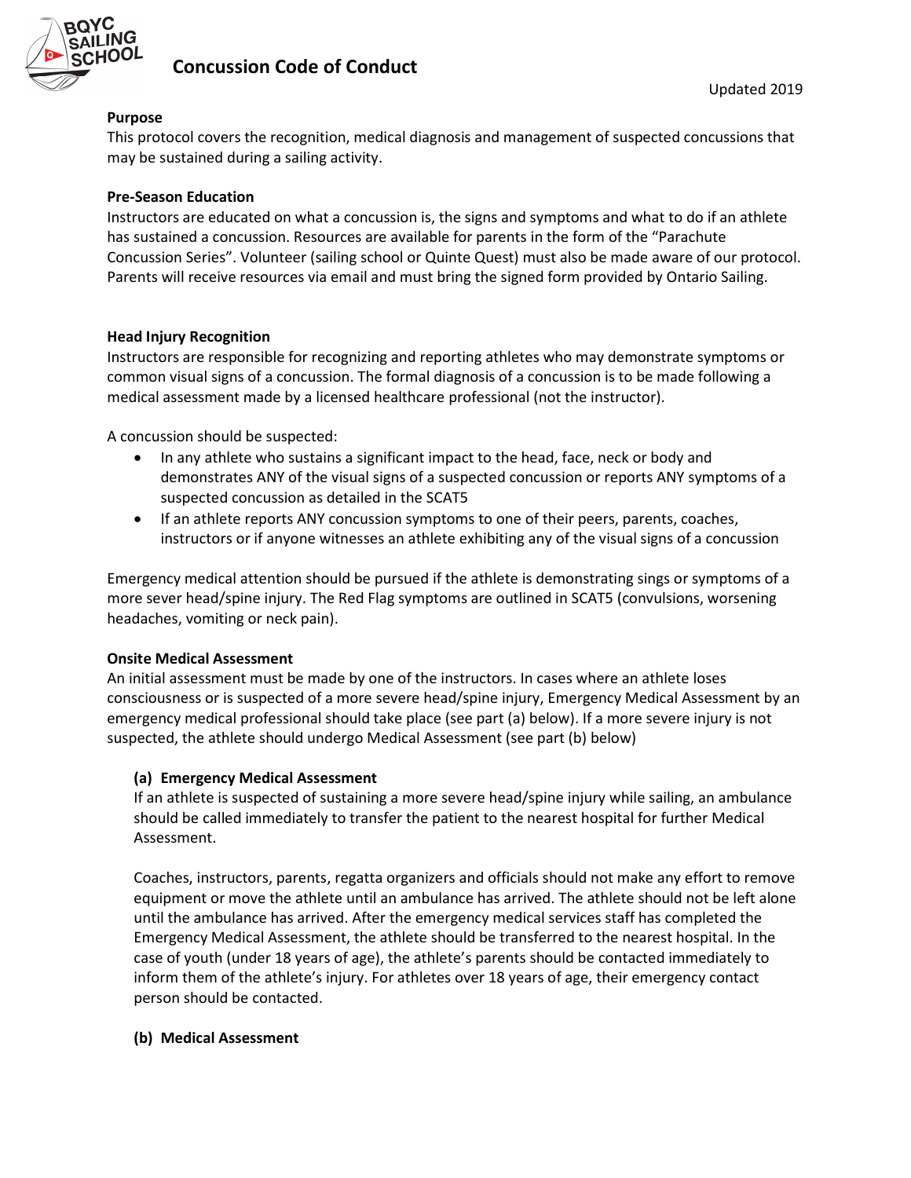# Concussion Code of Conduct

Updated 2019

**Purpose**

This protocol covers the recognition, medical diagnosis and management of suspected concussions that may be sustained during a sailing activity.

**Pre-Season Education**

Instructors are educated on what a concussion is, the signs and symptoms and what to do if an athlete has sustained a concussion. Resources are available for parents in the form of the "Parachute Concussion Series". Volunteer (sailing school or Quinte Quest) must also be made aware of our protocol. Parents will receive resources via email and must bring the signed form provided by Ontario Sailing.

**Head Injury Recognition**

Instructors are responsible for recognizing and reporting athletes who may demonstrate symptoms or common visual signs of a concussion. The formal diagnosis of a concussion is to be made following a medical assessment made by a licensed healthcare professional (not the instructor).

A concussion should be suspected:

- In any athlete who sustains a significant impact to the head, face, neck or body and demonstrates ANY of the visual signs of a suspected concussion or reports ANY symptoms of a suspected concussion as detailed in the SCAT5
- If an athlete reports ANY concussion symptoms to one of their peers, parents, coaches, instructors or if anyone witnesses an athlete exhibiting any of the visual signs of a concussion

Emergency medical attention should be pursued if the athlete is demonstrating sings or symptoms of a more sever head/spine injury. The Red Flag symptoms are outlined in SCAT5 (convulsions, worsening headaches, vomiting or neck pain).

**Onsite Medical Assessment**

An initial assessment must be made by one of the instructors. In cases where an athlete loses consciousness or is suspected of a more severe head/spine injury, Emergency Medical Assessment by an emergency medical professional should take place (see part (a) below). If a more severe injury is not suspected, the athlete should undergo Medical Assessment (see part (b) below)

**(a) Emergency Medical Assessment**

If an athlete is suspected of sustaining a more severe head/spine injury while sailing, an ambulance should be called immediately to transfer the patient to the nearest hospital for further Medical Assessment.

Coaches, instructors, parents, regatta organizers and officials should not make any effort to remove equipment or move the athlete until an ambulance has arrived. The athlete should not be left alone until the ambulance has arrived. After the emergency medical services staff has completed the Emergency Medical Assessment, the athlete should be transferred to the nearest hospital. In the case of youth (under 18 years of age), the athlete's parents should be contacted immediately to inform them of the athlete's injury. For athletes over 18 years of age, their emergency contact person should be contacted.

**(b) Medical Assessment**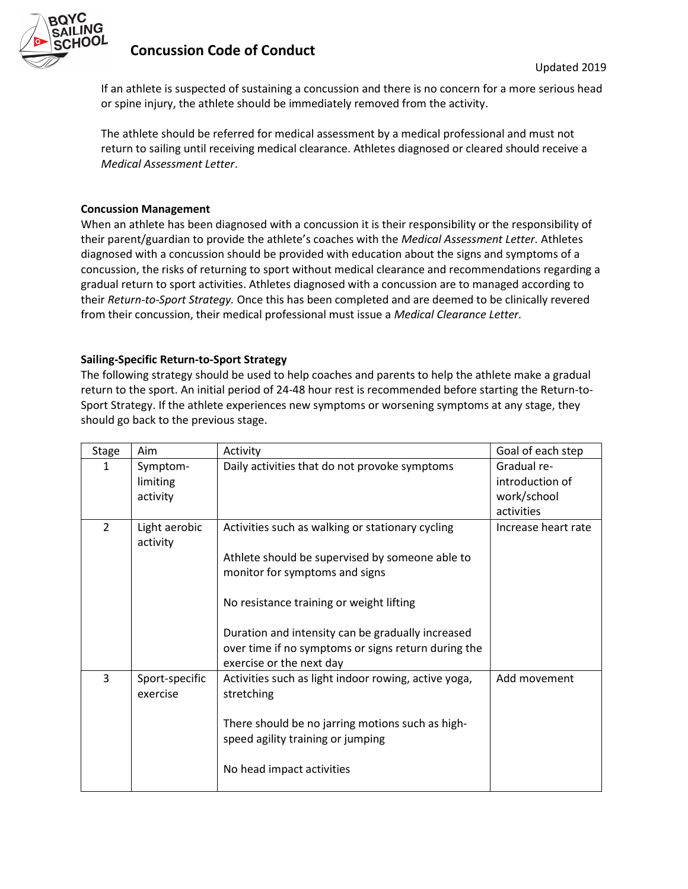If an athlete is suspected of sustaining a concussion and there is no concern for a more serious head or spine injury, the athlete should be immediately removed from the activity.

The athlete should be referred for medical assessment by a medical professional and must not return to sailing until receiving medical clearance. Athletes diagnosed or cleared should receive a *Medical Assessment Letter*.

**Concussion Management**

When an athlete has been diagnosed with a concussion it is their responsibility or the responsibility of their parent/guardian to provide the athlete's coaches with the *Medical Assessment Letter.* Athletes diagnosed with a concussion should be provided with education about the signs and symptoms of a concussion, the risks of returning to sport without medical clearance and recommendations regarding a gradual return to sport activities. Athletes diagnosed with a concussion are to managed according to their *Return-to-Sport Strategy.* Once this has been completed and are deemed to be clinically revered from their concussion, their medical professional must issue a *Medical Clearance Letter.*

**Sailing-Specific Return-to-Sport Strategy**

The following strategy should be used to help coaches and parents to help the athlete make a gradual return to the sport. An initial period of 24-48 hour rest is recommended before starting the Return-to-Sport Strategy. If the athlete experiences new symptoms or worsening symptoms at any stage, they should go back to the previous stage.

| Stage | Aim | Activity | Goal of each step |
|---|---|---|---|
| 1 | Symptom-limiting activity | Daily activities that do not provoke symptoms | Gradual re-introduction of work/school activities |
| 2 | Light aerobic activity | Activities such as walking or stationary cycling<br><br>Athlete should be supervised by someone able to monitor for symptoms and signs<br><br>No resistance training or weight lifting<br><br>Duration and intensity can be gradually increased over time if no symptoms or signs return during the exercise or the next day | Increase heart rate |
| 3 | Sport-specific exercise | Activities such as light indoor rowing, active yoga, stretching<br><br>There should be no jarring motions such as high-speed agility training or jumping<br><br>No head impact activities | Add movement |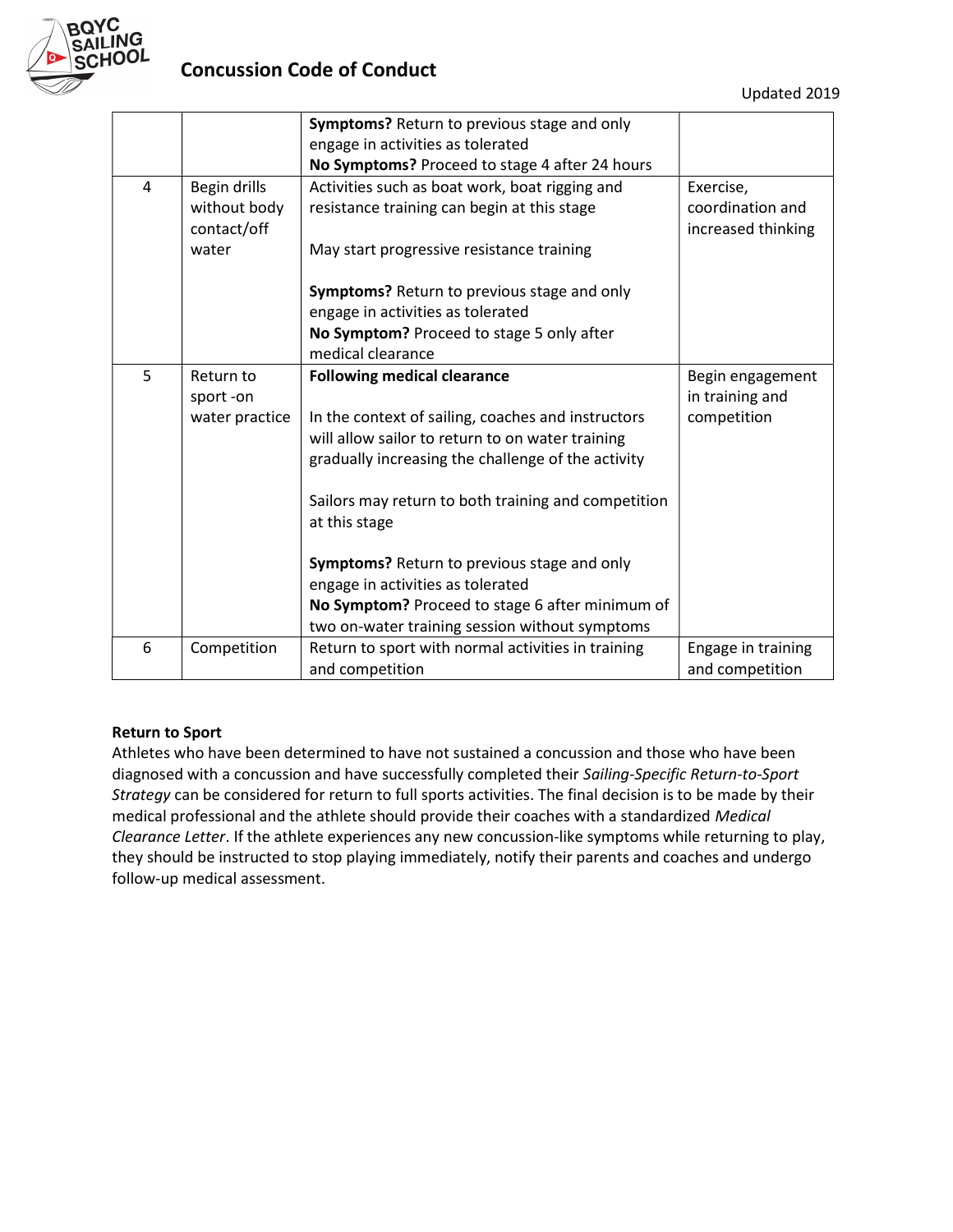| | | | |
|---|---|---|---|
| | | **Symptoms?** Return to previous stage and only engage in activities as tolerated<br>**No Symptoms?** Proceed to stage 4 after 24 hours | |
| 4 | Begin drills without body contact/off water | Activities such as boat work, boat rigging and resistance training can begin at this stage<br><br>May start progressive resistance training<br><br>**Symptoms?** Return to previous stage and only engage in activities as tolerated<br>**No Symptom?** Proceed to stage 5 only after medical clearance | Exercise, coordination and increased thinking |
| 5 | Return to sport -on water practice | **Following medical clearance**<br><br>In the context of sailing, coaches and instructors will allow sailor to return to on water training gradually increasing the challenge of the activity<br><br>Sailors may return to both training and competition at this stage<br><br>**Symptoms?** Return to previous stage and only engage in activities as tolerated<br>**No Symptom?** Proceed to stage 6 after minimum of two on-water training session without symptoms | Begin engagement in training and competition |
| 6 | Competition | Return to sport with normal activities in training and competition | Engage in training and competition |

**Return to Sport**

Athletes who have been determined to have not sustained a concussion and those who have been diagnosed with a concussion and have successfully completed their *Sailing-Specific Return-to-Sport Strategy* can be considered for return to full sports activities. The final decision is to be made by their medical professional and the athlete should provide their coaches with a standardized *Medical Clearance Letter*. If the athlete experiences any new concussion-like symptoms while returning to play, they should be instructed to stop playing immediately, notify their parents and coaches and undergo follow-up medical assessment.